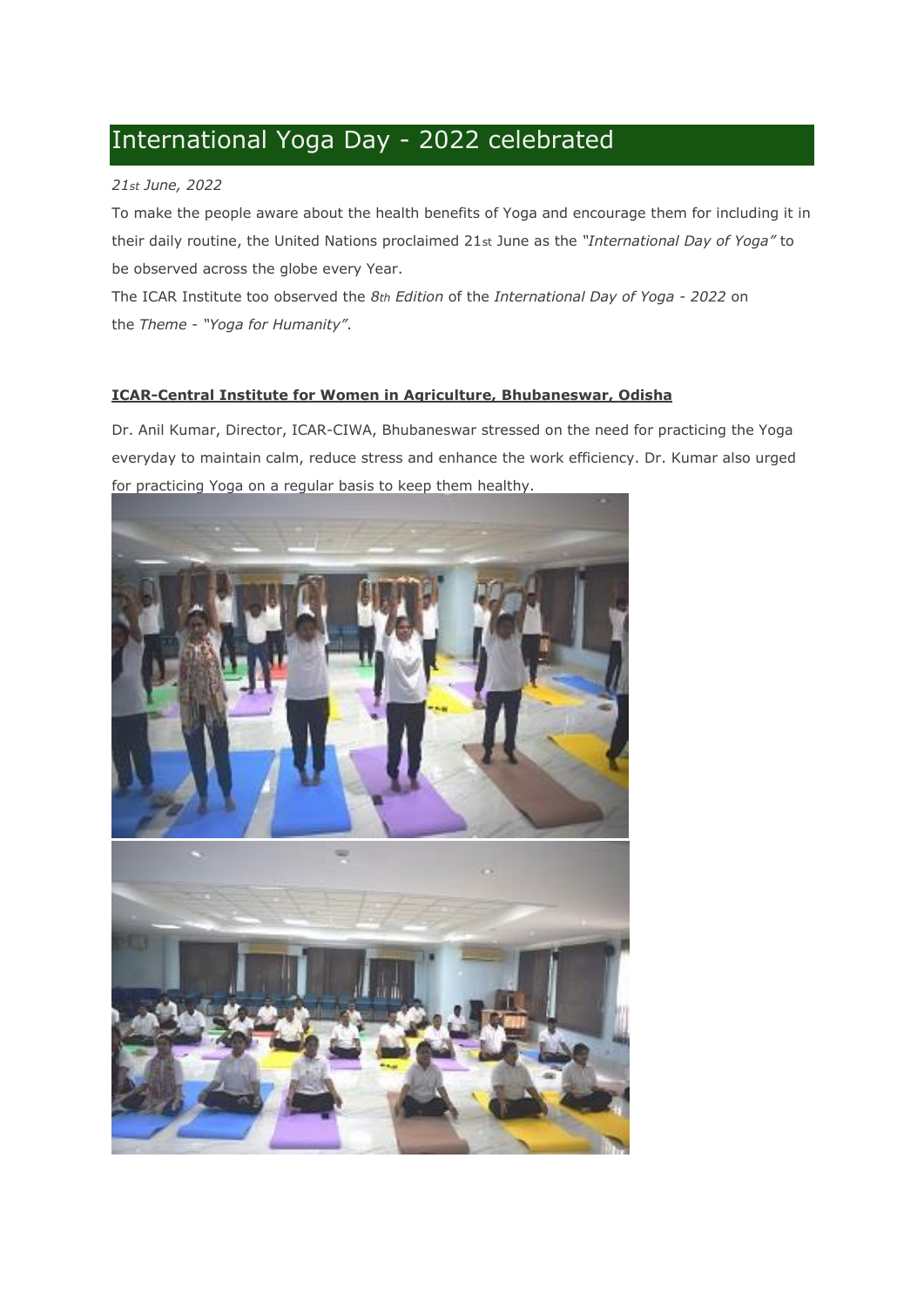# International Yoga Day - 2022 celebrated

*21st June, 2022*

To make the people aware about the health benefits of Yoga and encourage them for including it in their daily routine, the United Nations proclaimed 21st June as the *"International Day of Yoga"* to be observed across the globe every Year.

The ICAR Institute too observed the *8th Edition* of the *International Day of Yoga - 2022* on the *Theme - "Yoga for Humanity"*.

**ICAR-Central Institute for Women in Agriculture, Bhubaneswar, Odisha**

Dr. Anil Kumar, Director, ICAR-CIWA, Bhubaneswar stressed on the need for practicing the Yoga everyday to maintain calm, reduce stress and enhance the work efficiency. Dr. Kumar also urged for practicing Yoga on a regular basis to keep them healthy.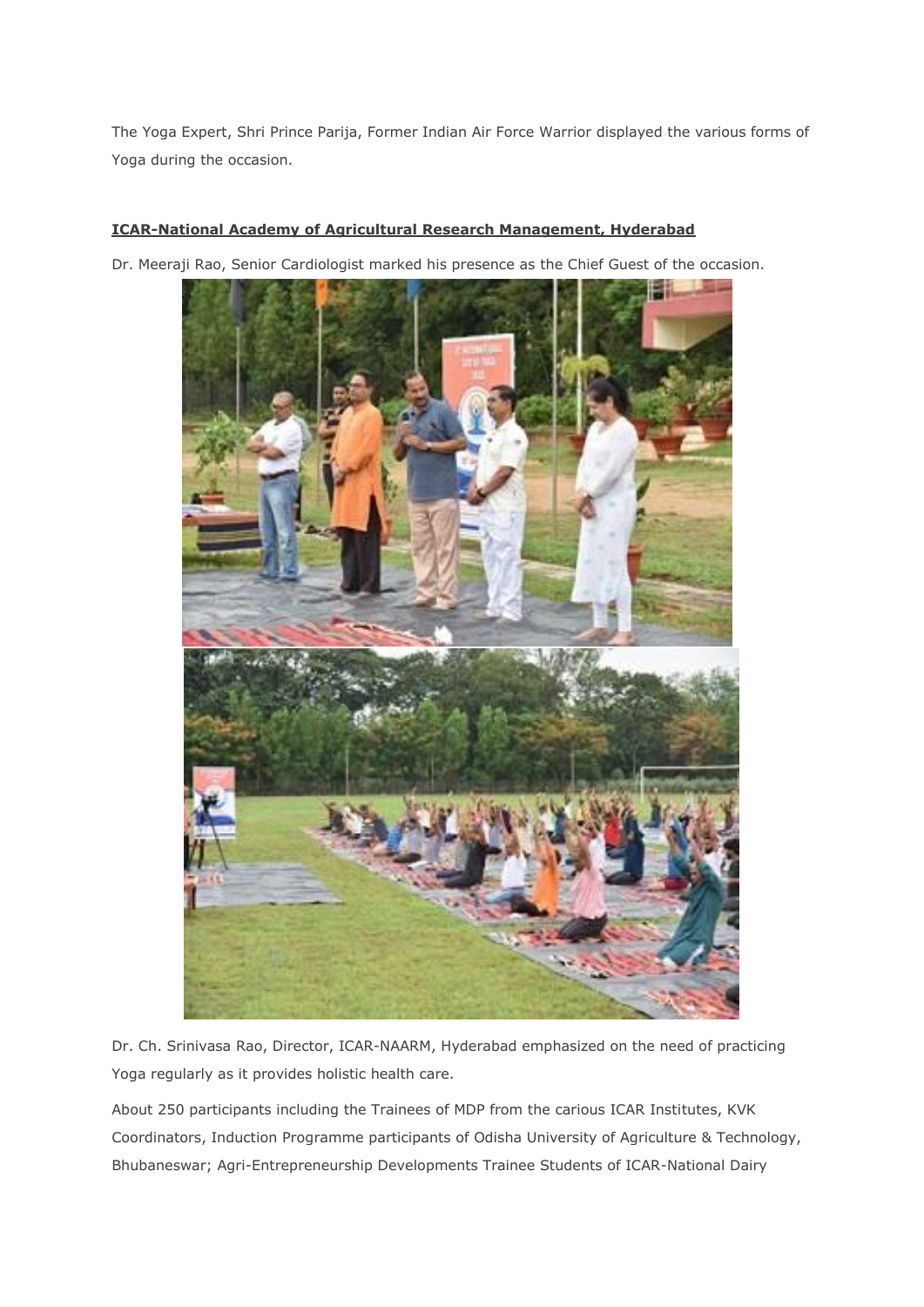The Yoga Expert, Shri Prince Parija, Former Indian Air Force Warrior displayed the various forms of Yoga during the occasion.

**ICAR-National Academy of Agricultural Research Management, Hyderabad**

Dr. Meeraji Rao, Senior Cardiologist marked his presence as the Chief Guest of the occasion.

Dr. Ch. Srinivasa Rao, Director, ICAR-NAARM, Hyderabad emphasized on the need of practicing Yoga regularly as it provides holistic health care.

About 250 participants including the Trainees of MDP from the carious ICAR Institutes, KVK Coordinators, Induction Programme participants of Odisha University of Agriculture & Technology, Bhubaneswar; Agri-Entrepreneurship Developments Trainee Students of ICAR-National Dairy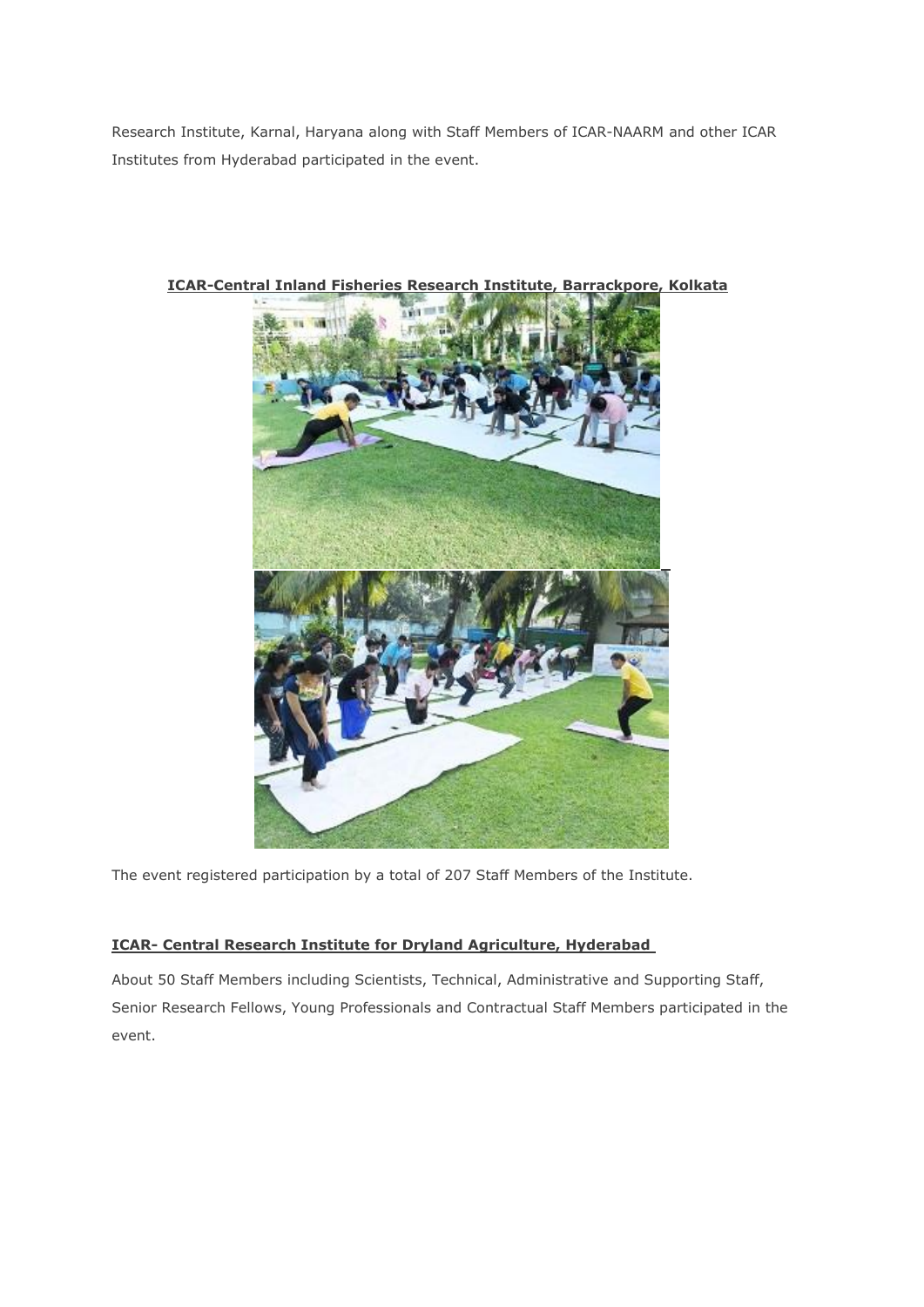Research Institute, Karnal, Haryana along with Staff Members of ICAR-NAARM and other ICAR Institutes from Hyderabad participated in the event.

**ICAR-Central Inland Fisheries Research Institute, Barrackpore, Kolkata**

The event registered participation by a total of 207 Staff Members of the Institute.

**ICAR- Central Research Institute for Dryland Agriculture, Hyderabad**

About 50 Staff Members including Scientists, Technical, Administrative and Supporting Staff, Senior Research Fellows, Young Professionals and Contractual Staff Members participated in the event.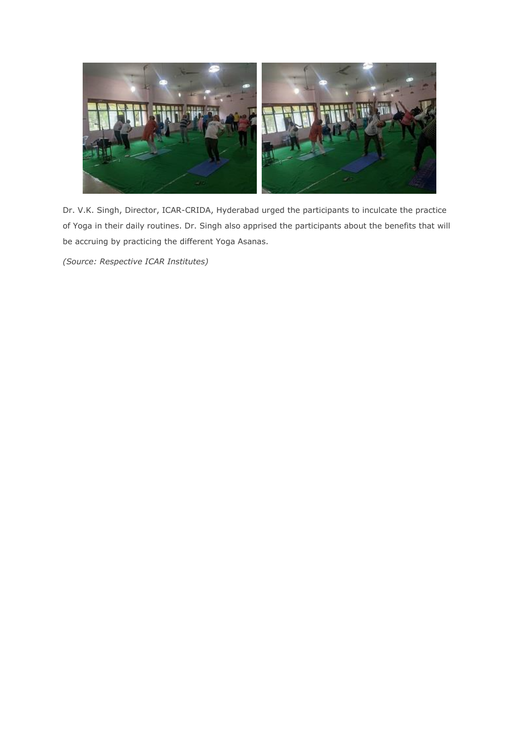Dr. V.K. Singh, Director, ICAR-CRIDA, Hyderabad urged the participants to inculcate the practice of Yoga in their daily routines. Dr. Singh also apprised the participants about the benefits that will be accruing by practicing the different Yoga Asanas.

*(Source: Respective ICAR Institutes)*